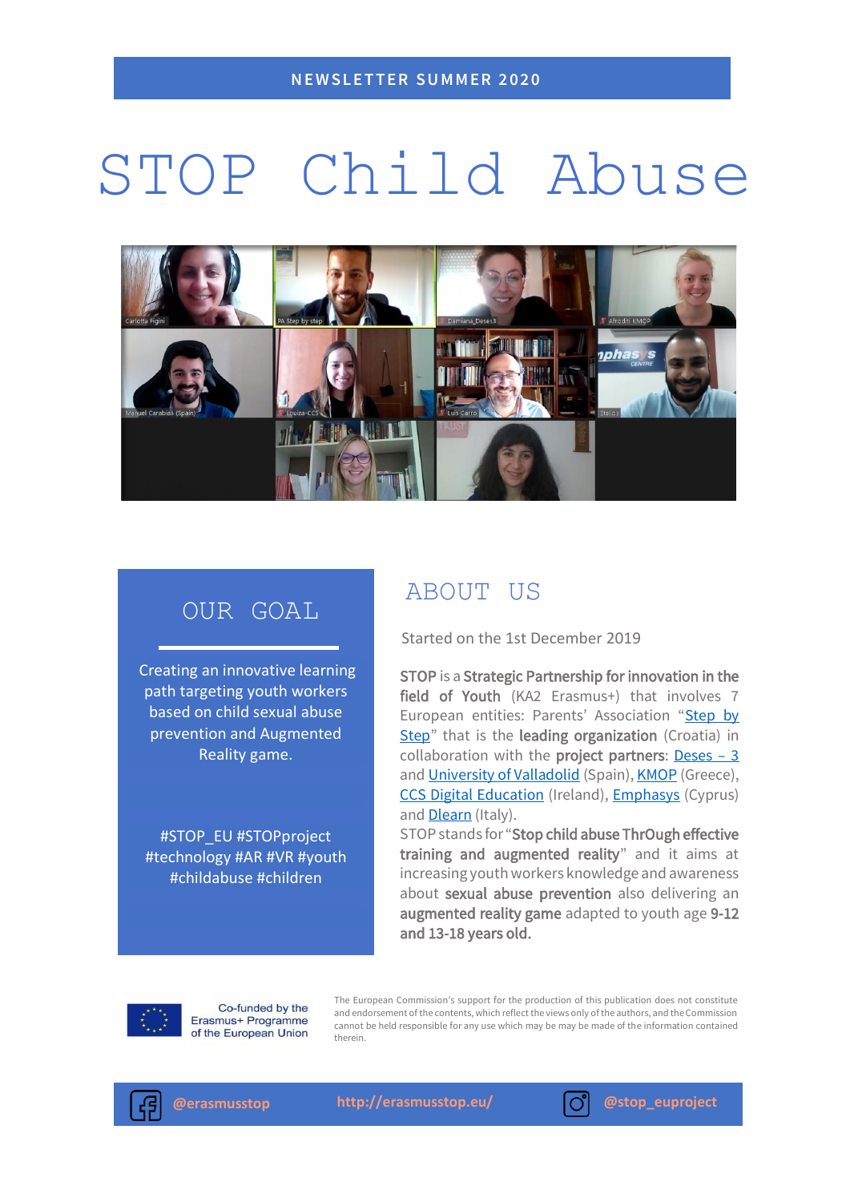NEWSLETTER SUMMER 2020

# STOP Child Abuse

## OUR GOAL

Creating an innovative learning path targeting youth workers based on child sexual abuse prevention and Augmented Reality game.

#STOP_EU #STOPproject #technology #AR #VR #youth #childabuse #children

## ABOUT US

Started on the 1st December 2019

**STOP** is a **Strategic Partnership for innovation in the field of Youth** (KA2 Erasmus+) that involves 7 European entities: Parents' Association "Step by Step" that is the **leading organization** (Croatia) in collaboration with the **project partners**: Deses – 3 and University of Valladolid (Spain), KMOP (Greece), CCS Digital Education (Ireland), Emphasys (Cyprus) and Dlearn (Italy).

STOP stands for "**Stop child abuse ThrOugh effective training and augmented reality**" and it aims at increasing youth workers knowledge and awareness about **sexual abuse prevention** also delivering an **augmented reality game** adapted to youth age **9-12 and 13-18 years old.**

Co-funded by the Erasmus+ Programme of the European Union

The European Commission's support for the production of this publication does not constitute and endorsement of the contents, which reflect the views only of the authors, and the Commission cannot be held responsible for any use which may be may be made of the information contained therein.

@erasmusstop http://erasmusstop.eu/ @stop_euproject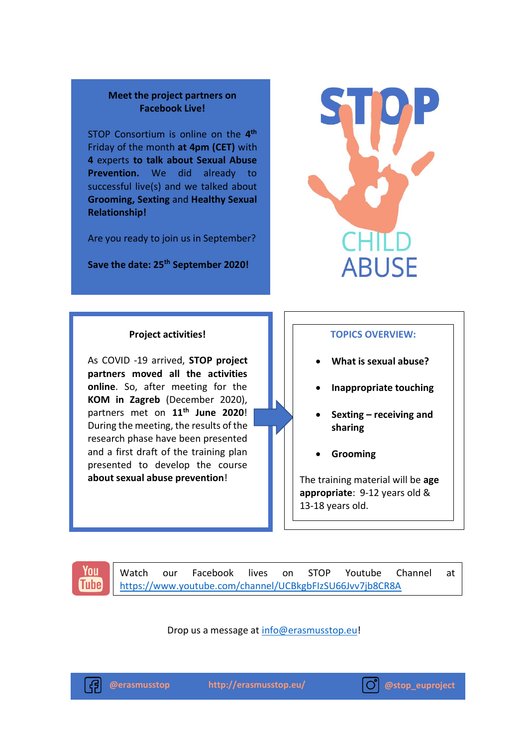## Meet the project partners on Facebook Live!

STOP Consortium is online on the 4th Friday of the month **at 4pm (CET)** with **4** experts **to talk about Sexual Abuse Prevention.** We did already to successful live(s) and we talked about **Grooming, Sexting** and **Healthy Sexual Relationship!**

Are you ready to join us in September?

**Save the date: 25th September 2020!**

STOP CHILD ABUSE

## Project activities!

As COVID -19 arrived, **STOP project partners moved all the activities online**. So, after meeting for the **KOM in Zagreb** (December 2020), partners met on **11th June 2020**! During the meeting, the results of the research phase have been presented and a first draft of the training plan presented to develop the course **about sexual abuse prevention**!

## TOPICS OVERVIEW:

- **What is sexual abuse?**
- **Inappropriate touching**
- **Sexting – receiving and sharing**
- **Grooming**

The training material will be **age appropriate**: 9-12 years old & 13-18 years old.

Watch our Facebook lives on STOP Youtube Channel at https://www.youtube.com/channel/UCBkgbFIzSU66Jvv7jb8CR8A

Drop us a message at info@erasmusstop.eu!

@erasmusstop http://erasmusstop.eu/ @stop_euproject